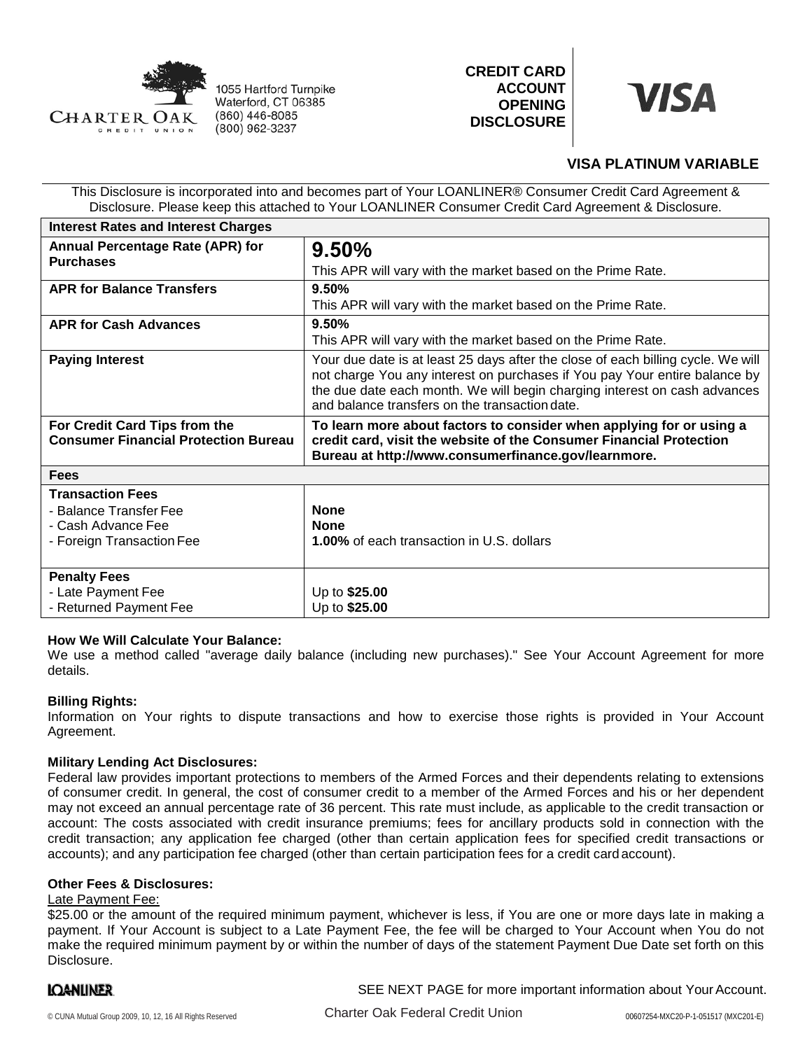Charter Oak Credit Union
1055 Hartford Turnpike
Waterford, CT 06385
(860) 446-8085
(800) 962-3237

# CREDIT CARD ACCOUNT OPENING DISCLOSURE

VISA

## VISA PLATINUM VARIABLE

This Disclosure is incorporated into and becomes part of Your LOANLINER® Consumer Credit Card Agreement & Disclosure. Please keep this attached to Your LOANLINER Consumer Credit Card Agreement & Disclosure.

| **Interest Rates and Interest Charges** | |
|---|---|
| **Annual Percentage Rate (APR) for Purchases** | **9.50%**<br>This APR will vary with the market based on the Prime Rate. |
| **APR for Balance Transfers** | **9.50%**<br>This APR will vary with the market based on the Prime Rate. |
| **APR for Cash Advances** | **9.50%**<br>This APR will vary with the market based on the Prime Rate. |
| **Paying Interest** | Your due date is at least 25 days after the close of each billing cycle. We will not charge You any interest on purchases if You pay Your entire balance by the due date each month. We will begin charging interest on cash advances and balance transfers on the transaction date. |
| **For Credit Card Tips from the Consumer Financial Protection Bureau** | **To learn more about factors to consider when applying for or using a credit card, visit the website of the Consumer Financial Protection Bureau at http://www.consumerfinance.gov/learnmore.** |
| **Fees** | |
| **Transaction Fees**<br>- Balance Transfer Fee<br>- Cash Advance Fee<br>- Foreign Transaction Fee | <br>**None**<br>**None**<br>**1.00%** of each transaction in U.S. dollars |
| **Penalty Fees**<br>- Late Payment Fee<br>- Returned Payment Fee | <br>Up to **$25.00**<br>Up to **$25.00** |

**How We Will Calculate Your Balance:**
We use a method called "average daily balance (including new purchases)." See Your Account Agreement for more details.

**Billing Rights:**
Information on Your rights to dispute transactions and how to exercise those rights is provided in Your Account Agreement.

**Military Lending Act Disclosures:**
Federal law provides important protections to members of the Armed Forces and their dependents relating to extensions of consumer credit. In general, the cost of consumer credit to a member of the Armed Forces and his or her dependent may not exceed an annual percentage rate of 36 percent. This rate must include, as applicable to the credit transaction or account: The costs associated with credit insurance premiums; fees for ancillary products sold in connection with the credit transaction; any application fee charged (other than certain application fees for specified credit transactions or accounts); and any participation fee charged (other than certain participation fees for a credit card account).

**Other Fees & Disclosures:**

Late Payment Fee:
$25.00 or the amount of the required minimum payment, whichever is less, if You are one or more days late in making a payment. If Your Account is subject to a Late Payment Fee, the fee will be charged to Your Account when You do not make the required minimum payment by or within the number of days of the statement Payment Due Date set forth on this Disclosure.

SEE NEXT PAGE for more important information about Your Account.

Charter Oak Federal Credit Union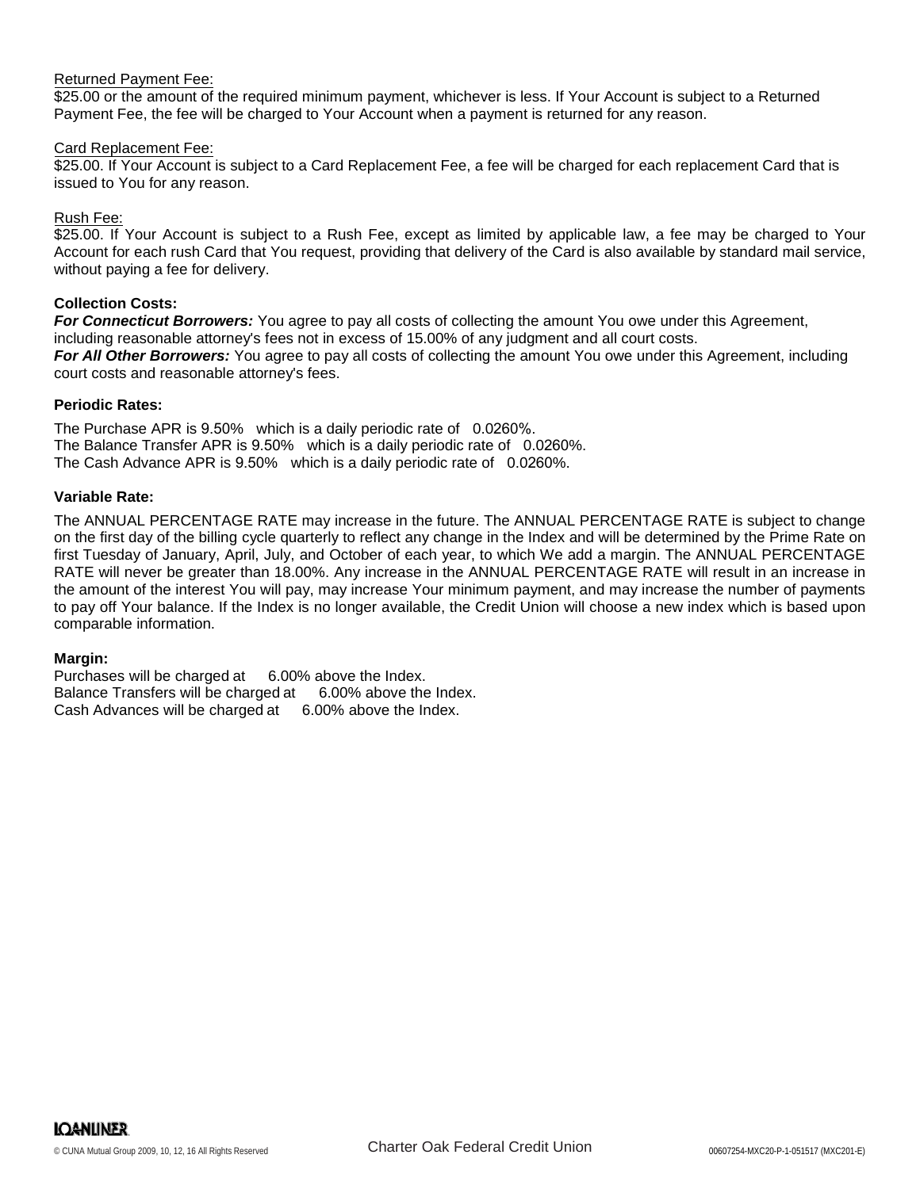Returned Payment Fee:
$25.00 or the amount of the required minimum payment, whichever is less. If Your Account is subject to a Returned Payment Fee, the fee will be charged to Your Account when a payment is returned for any reason.

Card Replacement Fee:
$25.00. If Your Account is subject to a Card Replacement Fee, a fee will be charged for each replacement Card that is issued to You for any reason.

Rush Fee:
$25.00. If Your Account is subject to a Rush Fee, except as limited by applicable law, a fee may be charged to Your Account for each rush Card that You request, providing that delivery of the Card is also available by standard mail service, without paying a fee for delivery.

**Collection Costs:**
***For Connecticut Borrowers:*** You agree to pay all costs of collecting the amount You owe under this Agreement, including reasonable attorney's fees not in excess of 15.00% of any judgment and all court costs.
***For All Other Borrowers:*** You agree to pay all costs of collecting the amount You owe under this Agreement, including court costs and reasonable attorney's fees.

**Periodic Rates:**

The Purchase APR is 9.50% which is a daily periodic rate of 0.0260%.
The Balance Transfer APR is 9.50% which is a daily periodic rate of 0.0260%.
The Cash Advance APR is 9.50% which is a daily periodic rate of 0.0260%.

**Variable Rate:**

The ANNUAL PERCENTAGE RATE may increase in the future. The ANNUAL PERCENTAGE RATE is subject to change on the first day of the billing cycle quarterly to reflect any change in the Index and will be determined by the Prime Rate on first Tuesday of January, April, July, and October of each year, to which We add a margin. The ANNUAL PERCENTAGE RATE will never be greater than 18.00%. Any increase in the ANNUAL PERCENTAGE RATE will result in an increase in the amount of the interest You will pay, may increase Your minimum payment, and may increase the number of payments to pay off Your balance. If the Index is no longer available, the Credit Union will choose a new index which is based upon comparable information.

**Margin:**
Purchases will be charged at 6.00% above the Index.
Balance Transfers will be charged at 6.00% above the Index.
Cash Advances will be charged at 6.00% above the Index.

LOANLINER

© CUNA Mutual Group 2009, 10, 12, 16 All Rights Reserved Charter Oak Federal Credit Union 00607254-MXC20-P-1-051517 (MXC201-E)